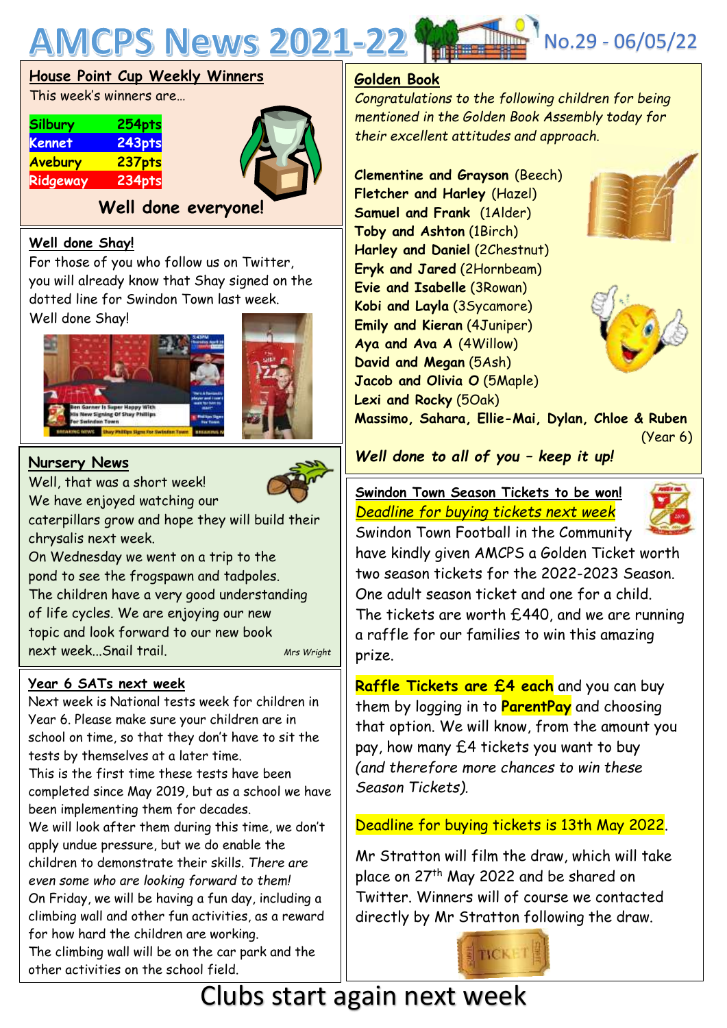# AMCPS News 2021-22

No.29 - 06/05/22

## House Point Cup Weekly Winners

This week's winners are…

| House | Points |
| --- | --- |
| Silbury | 254pts |
| Kennet | 243pts |
| Avebury | 237pts |
| Ridgeway | 234pts |

**Well done everyone!**

## Well done Shay!

For those of you who follow us on Twitter, you will already know that Shay signed on the dotted line for Swindon Town last week.

Well done Shay!

## Nursery News

Well, that was a short week!

We have enjoyed watching our caterpillars grow and hope they will build their chrysalis next week.

On Wednesday we went on a trip to the pond to see the frogspawn and tadpoles.

The children have a very good understanding of life cycles. We are enjoying our new topic and look forward to our new book next week...Snail trail.

*Mrs Wright*

## Year 6 SATs next week

Next week is National tests week for children in Year 6. Please make sure your children are in school on time, so that they don't have to sit the tests by themselves at a later time.

This is the first time these tests have been completed since May 2019, but as a school we have been implementing them for decades.

We will look after them during this time, we don't apply undue pressure, but we do enable the children to demonstrate their skills. *There are even some who are looking forward to them!*

On Friday, we will be having a fun day, including a climbing wall and other fun activities, as a reward for how hard the children are working.

The climbing wall will be on the car park and the other activities on the school field.

## Golden Book

*Congratulations to the following children for being mentioned in the Golden Book Assembly today for their excellent attitudes and approach.*

**Clementine and Grayson** (Beech)
**Fletcher and Harley** (Hazel)
**Samuel and Frank** (1Alder)
**Toby and Ashton** (1Birch)
**Harley and Daniel** (2Chestnut)
**Eryk and Jared** (2Hornbeam)
**Evie and Isabelle** (3Rowan)
**Kobi and Layla** (3Sycamore)
**Emily and Kieran** (4Juniper)
**Aya and Ava A** (4Willow)
**David and Megan** (5Ash)
**Jacob and Olivia O** (5Maple)
**Lexi and Rocky** (5Oak)
**Massimo, Sahara, Ellie-Mai, Dylan, Chloe & Ruben** (Year 6)

***Well done to all of you – keep it up!***

## Swindon Town Season Tickets to be won!

*Deadline for buying tickets next week*

Swindon Town Football in the Community have kindly given AMCPS a Golden Ticket worth two season tickets for the 2022-2023 Season. One adult season ticket and one for a child. The tickets are worth £440, and we are running a raffle for our families to win this amazing prize.

**Raffle Tickets are £4 each** and you can buy them by logging in to **ParentPay** and choosing that option. We will know, from the amount you pay, how many £4 tickets you want to buy *(and therefore more chances to win these Season Tickets).*

Deadline for buying tickets is 13th May 2022.

Mr Stratton will film the draw, which will take place on 27th May 2022 and be shared on Twitter. Winners will of course we contacted directly by Mr Stratton following the draw.

# Clubs start again next week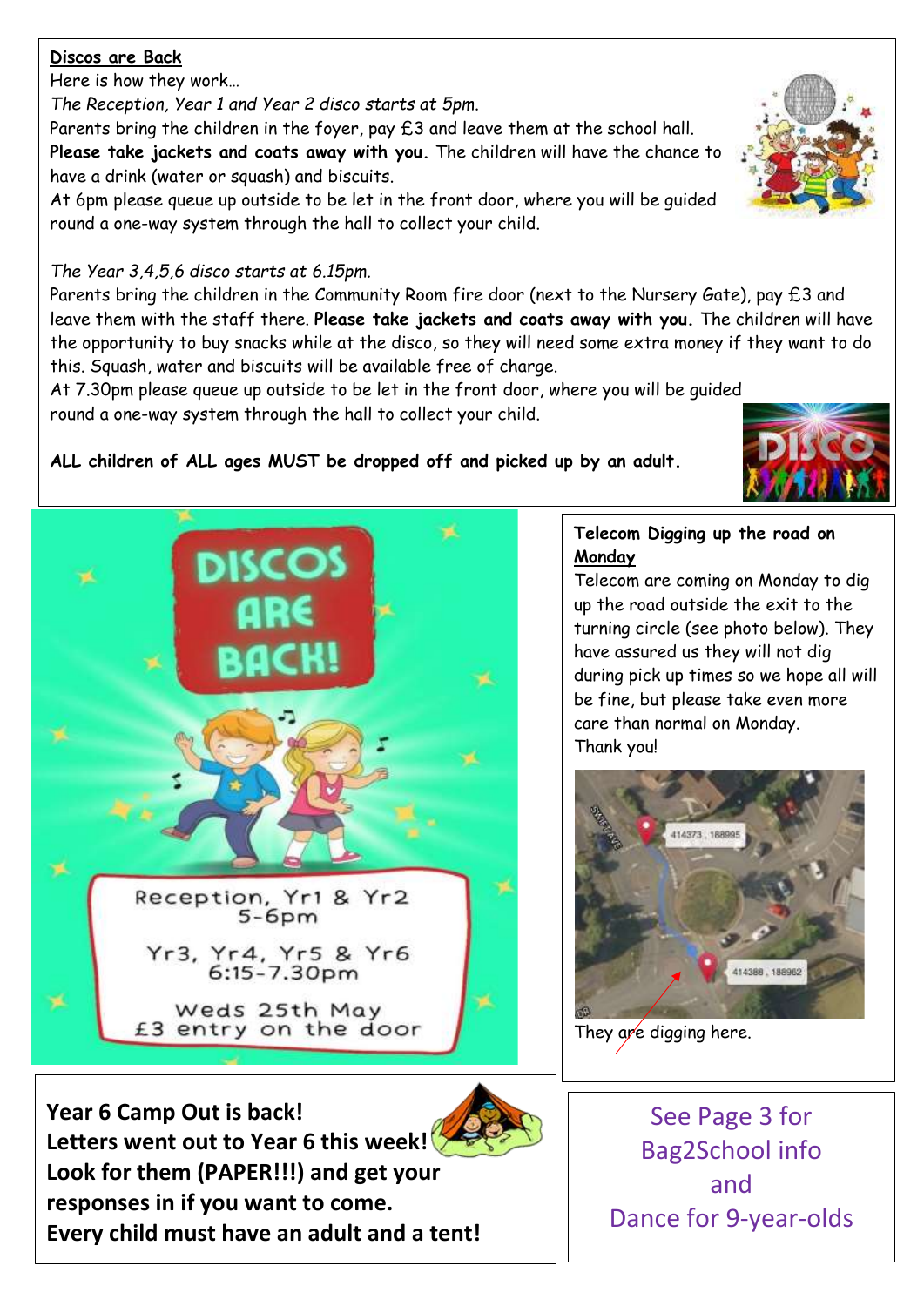## Discos are Back

Here is how they work…

*The Reception, Year 1 and Year 2 disco starts at 5pm.*

Parents bring the children in the foyer, pay £3 and leave them at the school hall. **Please take jackets and coats away with you.** The children will have the chance to have a drink (water or squash) and biscuits.

At 6pm please queue up outside to be let in the front door, where you will be guided round a one-way system through the hall to collect your child.

*The Year 3,4,5,6 disco starts at 6.15pm.*

Parents bring the children in the Community Room fire door (next to the Nursery Gate), pay £3 and leave them with the staff there. **Please take jackets and coats away with you.** The children will have the opportunity to buy snacks while at the disco, so they will need some extra money if they want to do this. Squash, water and biscuits will be available free of charge.

At 7.30pm please queue up outside to be let in the front door, where you will be guided round a one-way system through the hall to collect your child.

**ALL children of ALL ages MUST be dropped off and picked up by an adult.**

DISCOS ARE BACK!

Reception, Yr1 & Yr2
5-6pm

Yr3, Yr4, Yr5 & Yr6
6:15-7.30pm

Weds 25th May
£3 entry on the door

## Telecom Digging up the road on Monday

Telecom are coming on Monday to dig up the road outside the exit to the turning circle (see photo below). They have assured us they will not dig during pick up times so we hope all will be fine, but please take even more care than normal on Monday.

Thank you!

They are digging here.

**Year 6 Camp Out is back!**
**Letters went out to Year 6 this week!**
**Look for them (PAPER!!!) and get your responses in if you want to come.**
**Every child must have an adult and a tent!**

See Page 3 for
Bag2School info
and
Dance for 9-year-olds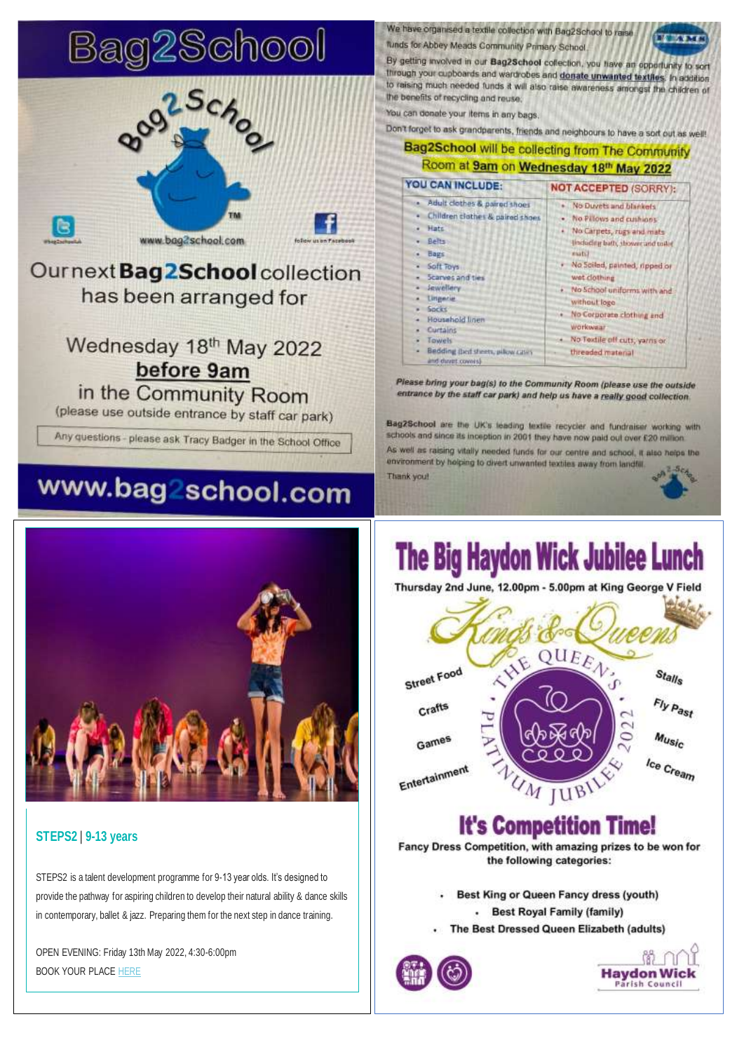# Bag2School

www.bag2school.com

Our next **Bag2School** collection has been arranged for

Wednesday 18th May 2022

**before 9am**

in the Community Room

(please use outside entrance by staff car park)

Any questions - please ask Tracy Badger in the School Office

www.bag2school.com

We have organised a textile collection with Bag2School to raise funds for Abbey Meads Community Primary School.

By getting involved in our **Bag2School** collection, you have an opportunity to sort through your cupboards and wardrobes and **donate unwanted textiles**. In addition to raising much needed funds it will also raise awareness amongst the children of the benefits of recycling and reuse.

You can donate your items in any bags.

Don't forget to ask grandparents, friends and neighbours to have a sort out as well!

**Bag2School will be collecting from The Community Room at 9am on Wednesday 18th May 2022**

| YOU CAN INCLUDE: | NOT ACCEPTED (SORRY): |
|---|---|
| Adult clothes & paired shoes | No Duvets and blankets |
| Children clothes & paired shoes | No Pillows and cushions |
| Hats | No Carpets, rugs and mats (including bath, shower and toilet mats) |
| Belts | No Soiled, painted, ripped or wet clothing |
| Bags | No School uniforms with and without logo |
| Soft Toys | No Corporate clothing and workwear |
| Scarves and ties | No Textile off cuts, yarns or threaded material |
| Jewellery | |
| Lingerie | |
| Socks | |
| Household linen | |
| Curtains | |
| Towels | |
| Bedding (bed sheets, pillow cases and duvet covers) | |

*Please bring your bag(s) to the Community Room (please use the outside entrance by the staff car park) and help us have a really good collection.*

Bag2School are the UK's leading textile recycler and fundraiser working with schools and since its inception in 2001 they have now paid out over £20 million.

As well as raising vitally needed funds for our centre and school, it also helps the environment by helping to divert unwanted textiles away from landfill.

Thank you!

## STEPS2 | 9-13 years

STEPS2 is a talent development programme for 9-13 year olds. It's designed to provide the pathway for aspiring children to develop their natural ability & dance skills in contemporary, ballet & jazz. Preparing them for the next step in dance training.

OPEN EVENING: Friday 13th May 2022, 4:30-6:00pm

BOOK YOUR PLACE HERE

# The Big Haydon Wick Jubilee Lunch

**Thursday 2nd June, 12.00pm - 5.00pm at King George V Field**

Kings & Queens

The Queen's Platinum Jubilee 2022

Street Food · Crafts · Games · Entertainment · Stalls · Fly Past · Music · Ice Cream

## It's Competition Time!

**Fancy Dress Competition, with amazing prizes to be won for the following categories:**

- **Best King or Queen Fancy dress (youth)**
- **Best Royal Family (family)**
- **The Best Dressed Queen Elizabeth (adults)**

Haydon Wick Parish Council